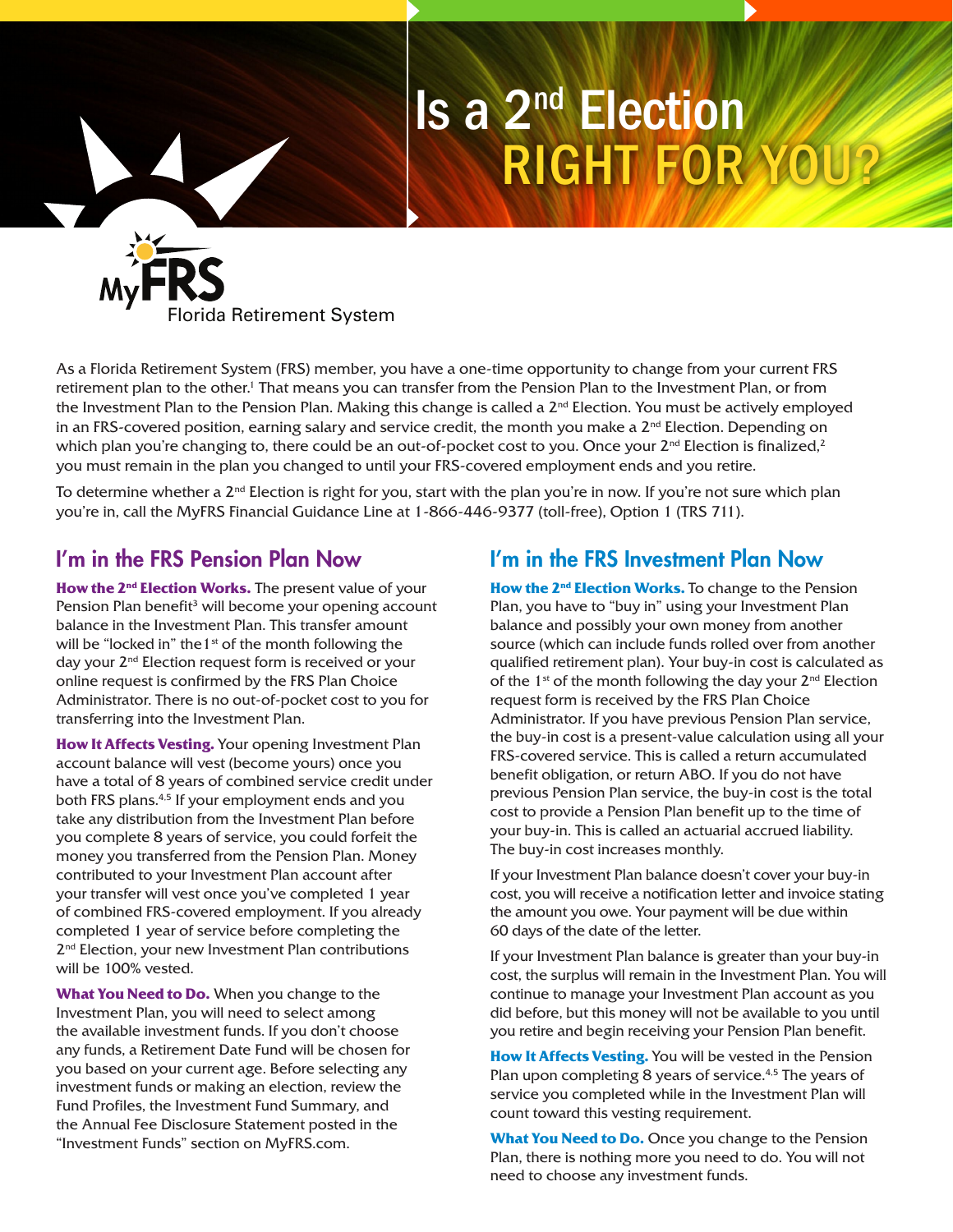# Is a 2nd Election RIGHT FOR YOU?

MyFRS Florida Retirement System

As a Florida Retirement System (FRS) member, you have a one-time opportunity to change from your current FRS retirement plan to the other.[1] That means you can transfer from the Pension Plan to the Investment Plan, or from the Investment Plan to the Pension Plan. Making this change is called a 2nd Election. You must be actively employed in an FRS-covered position, earning salary and service credit, the month you make a 2nd Election. Depending on which plan you're changing to, there could be an out-of-pocket cost to you. Once your 2nd Election is finalized,[2] you must remain in the plan you changed to until your FRS-covered employment ends and you retire.

To determine whether a 2nd Election is right for you, start with the plan you're in now. If you're not sure which plan you're in, call the MyFRS Financial Guidance Line at 1-866-446-9377 (toll-free), Option 1 (TRS 711).

## I'm in the FRS Pension Plan Now

**How the 2nd Election Works.** The present value of your Pension Plan benefit[3] will become your opening account balance in the Investment Plan. This transfer amount will be "locked in" the 1st of the month following the day your 2nd Election request form is received or your online request is confirmed by the FRS Plan Choice Administrator. There is no out-of-pocket cost to you for transferring into the Investment Plan.

**How It Affects Vesting.** Your opening Investment Plan account balance will vest (become yours) once you have a total of 8 years of combined service credit under both FRS plans.[4,5] If your employment ends and you take any distribution from the Investment Plan before you complete 8 years of service, you could forfeit the money you transferred from the Pension Plan. Money contributed to your Investment Plan account after your transfer will vest once you've completed 1 year of combined FRS-covered employment. If you already completed 1 year of service before completing the 2nd Election, your new Investment Plan contributions will be 100% vested.

**What You Need to Do.** When you change to the Investment Plan, you will need to select among the available investment funds. If you don't choose any funds, a Retirement Date Fund will be chosen for you based on your current age. Before selecting any investment funds or making an election, review the Fund Profiles, the Investment Fund Summary, and the Annual Fee Disclosure Statement posted in the "Investment Funds" section on MyFRS.com.

## I'm in the FRS Investment Plan Now

**How the 2nd Election Works.** To change to the Pension Plan, you have to "buy in" using your Investment Plan balance and possibly your own money from another source (which can include funds rolled over from another qualified retirement plan). Your buy-in cost is calculated as of the 1st of the month following the day your 2nd Election request form is received by the FRS Plan Choice Administrator. If you have previous Pension Plan service, the buy-in cost is a present-value calculation using all your FRS-covered service. This is called a return accumulated benefit obligation, or return ABO. If you do not have previous Pension Plan service, the buy-in cost is the total cost to provide a Pension Plan benefit up to the time of your buy-in. This is called an actuarial accrued liability. The buy-in cost increases monthly.

If your Investment Plan balance doesn't cover your buy-in cost, you will receive a notification letter and invoice stating the amount you owe. Your payment will be due within 60 days of the date of the letter.

If your Investment Plan balance is greater than your buy-in cost, the surplus will remain in the Investment Plan. You will continue to manage your Investment Plan account as you did before, but this money will not be available to you until you retire and begin receiving your Pension Plan benefit.

**How It Affects Vesting.** You will be vested in the Pension Plan upon completing 8 years of service.[4,5] The years of service you completed while in the Investment Plan will count toward this vesting requirement.

**What You Need to Do.** Once you change to the Pension Plan, there is nothing more you need to do. You will not need to choose any investment funds.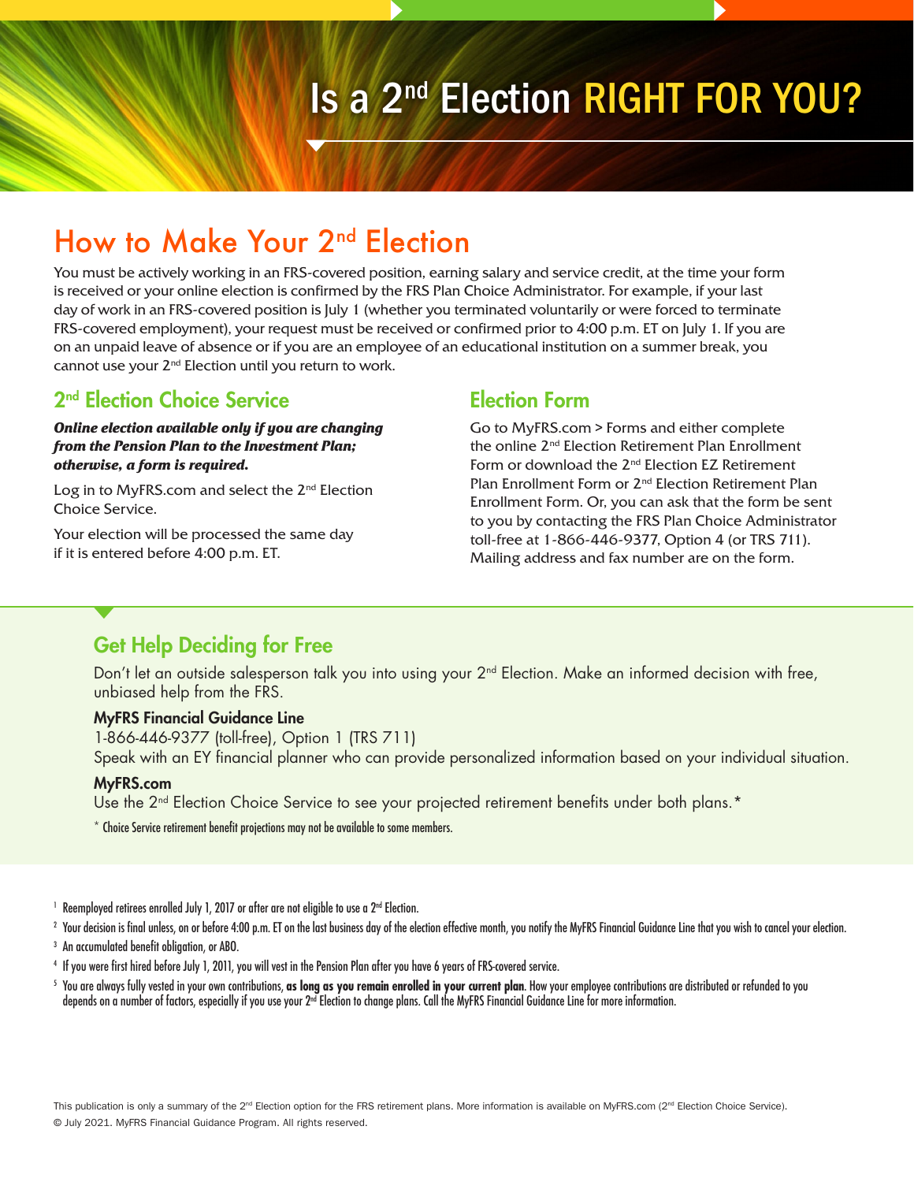# Is a 2nd Election RIGHT FOR YOU?

## How to Make Your 2nd Election

You must be actively working in an FRS-covered position, earning salary and service credit, at the time your form is received or your online election is confirmed by the FRS Plan Choice Administrator. For example, if your last day of work in an FRS-covered position is July 1 (whether you terminated voluntarily or were forced to terminate FRS-covered employment), your request must be received or confirmed prior to 4:00 p.m. ET on July 1. If you are on an unpaid leave of absence or if you are an employee of an educational institution on a summer break, you cannot use your 2nd Election until you return to work.

### 2nd Election Choice Service

***Online election available only if you are changing from the Pension Plan to the Investment Plan; otherwise, a form is required.***

Log in to MyFRS.com and select the 2nd Election Choice Service.

Your election will be processed the same day if it is entered before 4:00 p.m. ET.

### Election Form

Go to MyFRS.com > Forms and either complete the online 2nd Election Retirement Plan Enrollment Form or download the 2nd Election EZ Retirement Plan Enrollment Form or 2nd Election Retirement Plan Enrollment Form. Or, you can ask that the form be sent to you by contacting the FRS Plan Choice Administrator toll-free at 1-866-446-9377, Option 4 (or TRS 711). Mailing address and fax number are on the form.

### Get Help Deciding for Free

Don't let an outside salesperson talk you into using your 2nd Election. Make an informed decision with free, unbiased help from the FRS.

**MyFRS Financial Guidance Line**
1-866-446-9377 (toll-free), Option 1 (TRS 711)
Speak with an EY financial planner who can provide personalized information based on your individual situation.

**MyFRS.com**
Use the 2nd Election Choice Service to see your projected retirement benefits under both plans.*

* Choice Service retirement benefit projections may not be available to some members.

[1] Reemployed retirees enrolled July 1, 2017 or after are not eligible to use a 2nd Election.

[2] Your decision is final unless, on or before 4:00 p.m. ET on the last business day of the election effective month, you notify the MyFRS Financial Guidance Line that you wish to cancel your election.

[3] An accumulated benefit obligation, or ABO.

[4] If you were first hired before July 1, 2011, you will vest in the Pension Plan after you have 6 years of FRS-covered service.

[5] You are always fully vested in your own contributions, **as long as you remain enrolled in your current plan**. How your employee contributions are distributed or refunded to you depends on a number of factors, especially if you use your 2nd Election to change plans. Call the MyFRS Financial Guidance Line for more information.

This publication is only a summary of the 2nd Election option for the FRS retirement plans. More information is available on MyFRS.com (2nd Election Choice Service).
© July 2021. MyFRS Financial Guidance Program. All rights reserved.